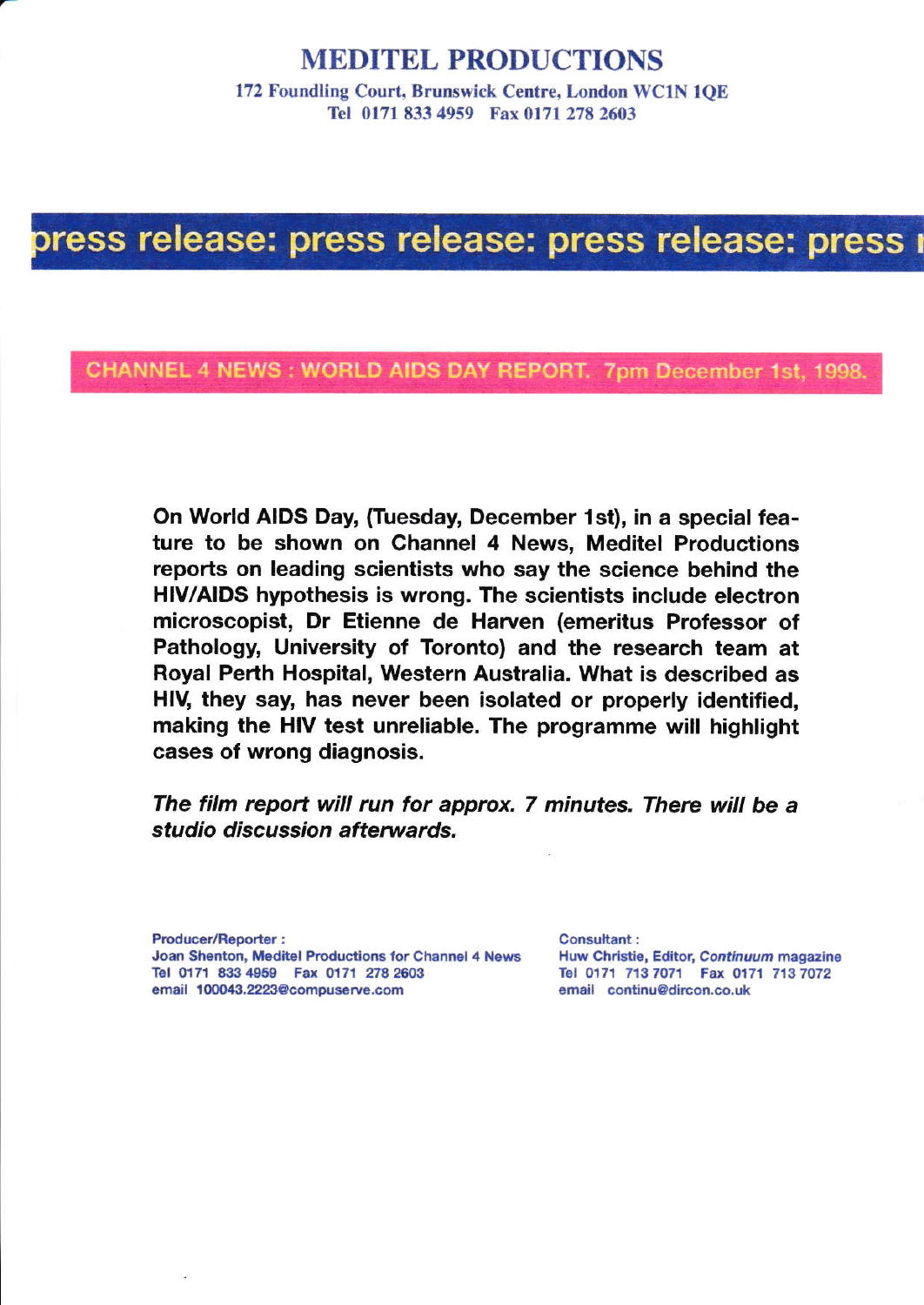# MEDITEL PRODUCTIONS

172 Foundling Court, Brunswick Centre, London WC1N 1QE
Tel 0171 833 4959 Fax 0171 278 2603

## press release: press release: press release: press r

### CHANNEL 4 NEWS : WORLD AIDS DAY REPORT. 7pm December 1st, 1998.

**On World AIDS Day, (Tuesday, December 1st), in a special feature to be shown on Channel 4 News, Meditel Productions reports on leading scientists who say the science behind the HIV/AIDS hypothesis is wrong. The scientists include electron microscopist, Dr Etienne de Harven (emeritus Professor of Pathology, University of Toronto) and the research team at Royal Perth Hospital, Western Australia. What is described as HIV, they say, has never been isolated or properly identified, making the HIV test unreliable. The programme will highlight cases of wrong diagnosis.**

***The film report will run for approx. 7 minutes. There will be a studio discussion afterwards.***

**Producer/Reporter :**
Joan Shenton, Meditel Productions for Channel 4 News
Tel 0171 833 4959 Fax 0171 278 2603
email 100043.2223@compuserve.com

**Consultant :**
Huw Christie, Editor, *Continuum* magazine
Tel 0171 713 7071 Fax 0171 713 7072
email continu@dircon.co.uk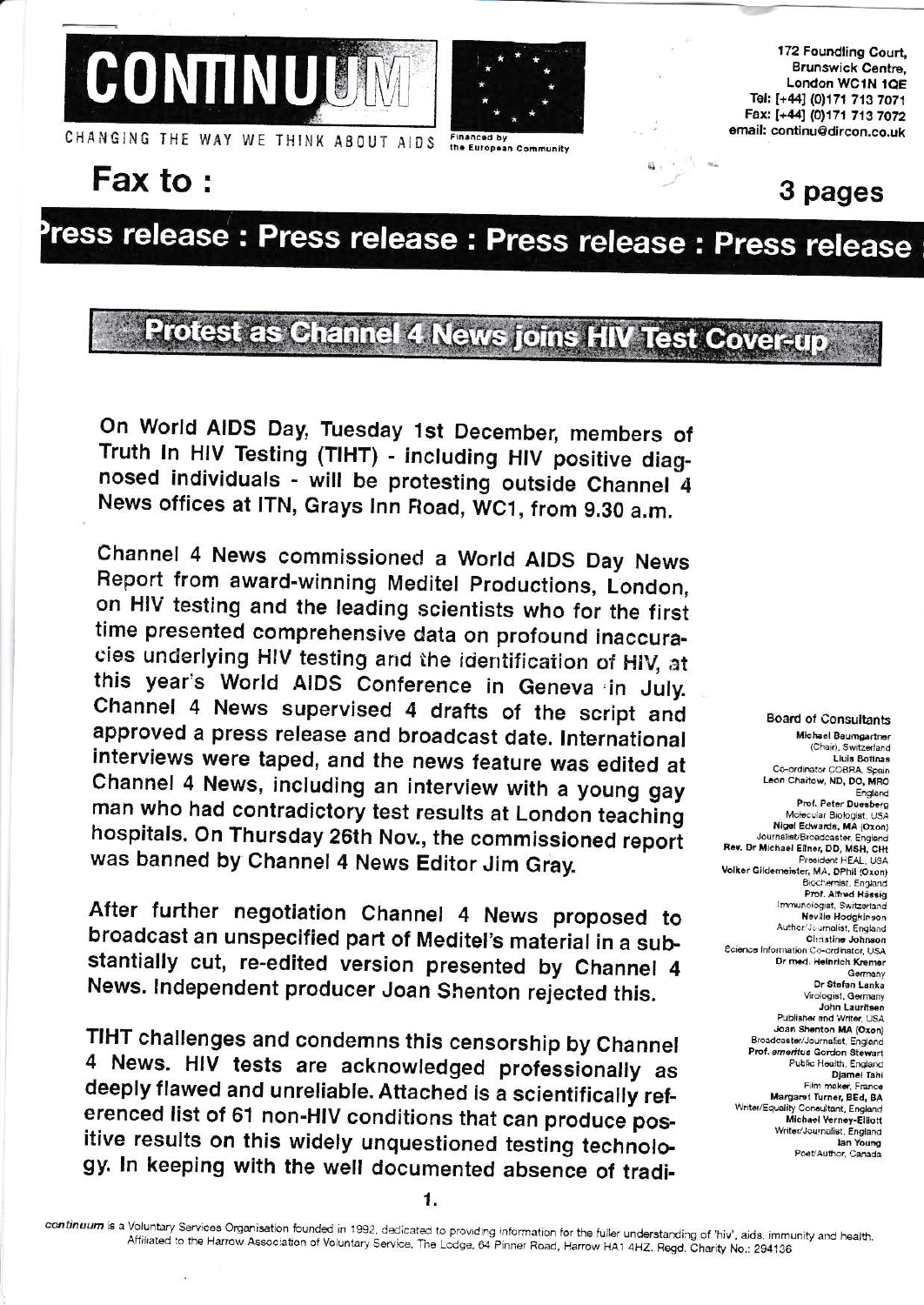# CONTINUUM

CHANGING THE WAY WE THINK ABOUT AIDS

Financed by the European Community

172 Foundling Court,
Brunswick Centre,
London WC1N 1QE
Tel: [+44] (0)171 713 7071
Fax: [+44] (0)171 713 7072
email: continu@dircon.co.uk

**Fax to :**

**3 pages**

## Press release : Press release : Press release : Press release

## Protest as Channel 4 News joins HIV Test Cover-up

On World AIDS Day, Tuesday 1st December, members of Truth In HIV Testing (TIHT) - including HIV positive diagnosed individuals - will be protesting outside Channel 4 News offices at ITN, Grays Inn Road, WC1, from 9.30 a.m.

Channel 4 News commissioned a World AIDS Day News Report from award-winning Meditel Productions, London, on HIV testing and the leading scientists who for the first time presented comprehensive data on profound inaccuracies underlying HIV testing and the identification of HIV, at this year's World AIDS Conference in Geneva in July. Channel 4 News supervised 4 drafts of the script and approved a press release and broadcast date. International interviews were taped, and the news feature was edited at Channel 4 News, including an interview with a young gay man who had contradictory test results at London teaching hospitals. On Thursday 26th Nov., the commissioned report was banned by Channel 4 News Editor Jim Gray.

After further negotiation Channel 4 News proposed to broadcast an unspecified part of Meditel's material in a substantially cut, re-edited version presented by Channel 4 News. Independent producer Joan Shenton rejected this.

TIHT challenges and condemns this censorship by Channel 4 News. HIV tests are acknowledged professionally as deeply flawed and unreliable. Attached is a scientifically referenced list of 61 non-HIV conditions that can produce positive results on this widely unquestioned testing technology. In keeping with the well documented absence of tradi-

**Board of Consultants**

**Michael Baumgartner** (Chair), Switzerland
**Lluis Botinas** Co-ordinator COBRA, Spain
**Leon Chaitow, ND, DO, MRO** England
**Prof. Peter Duesberg** Molecular Biologist, USA
**Nigel Edwards, MA (Oxon)** Journalist/Broadcaster, England
**Rev. Dr Michael Ellner, DD, MSH, CHt** President HEAL, USA
**Volker Gildemeister, MA, DPhil (Oxon)** Biochemist, England
**Prof. Alfred Hässig** Immunologist, Switzerland
**Neville Hodgkinson** Author/Journalist, England
**Christine Johnson** Science Information Co-ordinator, USA
**Dr med. Heinrich Kremer** Germany
**Dr Stefan Lanka** Virologist, Germany
**John Lauritsen** Publisher and Writer, USA
**Joan Shenton MA (Oxon)** Broadcaster/Journalist, England
**Prof. *emeritus* Gordon Stewart** Public Health, England
**Djamel Tahi** Film maker, France
**Margaret Turner, BEd, BA** Writer/Equality Consultant, England
**Michael Verney-Elliott** Writer/Journalist, England
**Ian Young** Poet/Author, Canada

*continuum* is a Voluntary Services Organisation founded in 1992, dedicated to providing information for the fuller understanding of 'hiv', aids, immunity and health. Affiliated to the Harrow Association of Voluntary Service, The Lodge, 64 Pinner Road, Harrow HA1 4HZ. Regd. Charity No.: 294136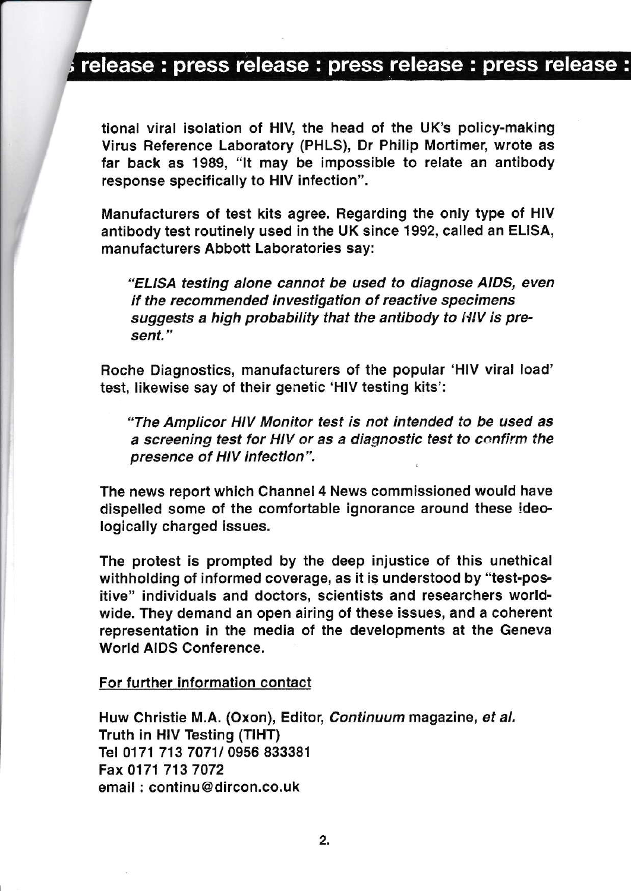tional viral isolation of HIV, the head of the UK's policy-making Virus Reference Laboratory (PHLS), Dr Philip Mortimer, wrote as far back as 1989, "It may be impossible to relate an antibody response specifically to HIV infection".

Manufacturers of test kits agree. Regarding the only type of HIV antibody test routinely used in the UK since 1992, called an ELISA, manufacturers Abbott Laboratories say:

> *"ELISA testing alone cannot be used to diagnose AIDS, even if the recommended investigation of reactive specimens suggests a high probability that the antibody to HIV is present."*

Roche Diagnostics, manufacturers of the popular 'HIV viral load' test, likewise say of their genetic 'HIV testing kits':

> *"The Amplicor HIV Monitor test is not intended to be used as a screening test for HIV or as a diagnostic test to confirm the presence of HIV infection".*

The news report which Channel 4 News commissioned would have dispelled some of the comfortable ignorance around these ideologically charged issues.

The protest is prompted by the deep injustice of this unethical withholding of informed coverage, as it is understood by "test-positive" individuals and doctors, scientists and researchers worldwide. They demand an open airing of these issues, and a coherent representation in the media of the developments at the Geneva World AIDS Conference.

For further information contact

Huw Christie M.A. (Oxon), Editor, *Continuum* magazine, *et al.*
Truth in HIV Testing (TIHT)
Tel 0171 713 7071/ 0956 833381
Fax 0171 713 7072
email : continu@dircon.co.uk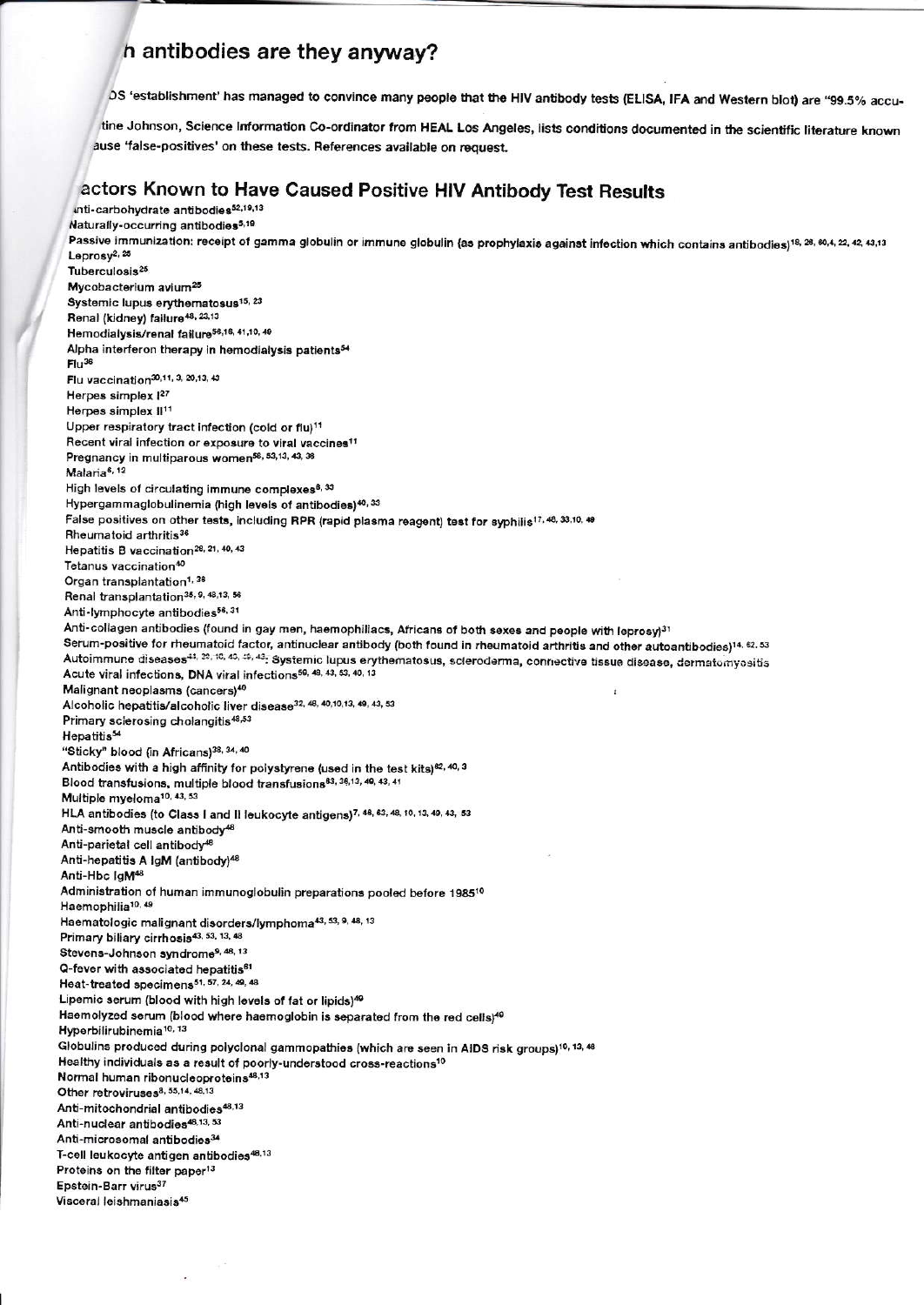## h antibodies are they anyway?

DS 'establishment' has managed to convince many people that the HIV antibody tests (ELISA, IFA and Western blot) are "99.5% accu-

tine Johnson, Science Information Co-ordinator from HEAL Los Angeles, lists conditions documented in the scientific literature known ause 'false-positives' on these tests. References available on request.

### actors Known to Have Caused Positive HIV Antibody Test Results

nti-carbohydrate antibodies[52,19,13]
Naturally-occurring antibodies[5,19]
Passive immunization: receipt of gamma globulin or immune globulin (as prophylaxis against infection which contains antibodies)[18, 26, 60,4, 22, 42, 43,13]
Leprosy[2, 25]
Tuberculosis[25]
Mycobacterium avium[25]
Systemic lupus erythematosus[15, 23]
Renal (kidney) failure[48, 23,13]
Hemodialysis/renal failure[56,16, 41,10, 49]
Alpha interferon therapy in hemodialysis patients[54]
Flu[36]
Flu vaccination[30,11, 3, 20,13, 43]
Herpes simplex I[27]
Herpes simplex II[11]
Upper respiratory tract infection (cold or flu)[11]
Recent viral infection or exposure to viral vaccines[11]
Pregnancy in multiparous women[58, 53,13, 43, 36]
Malaria[6, 12]
High levels of circulating immune complexes[6, 33]
Hypergammaglobulinemia (high levels of antibodies)[40, 33]
False positives on other tests, including RPR (rapid plasma reagent) test for syphilis[17, 48, 33,10, 49]
Rheumatoid arthritis[36]
Hepatitis B vaccination[28, 21, 40, 43]
Tetanus vaccination[40]
Organ transplantation[1, 36]
Renal transplantation[35, 9, 48,13, 56]
Anti-lymphocyte antibodies[56, 31]
Anti-collagen antibodies (found in gay men, haemophiliacs, Africans of both sexes and people with leprosy)[31]
Serum-positive for rheumatoid factor, antinuclear antibody (both found in rheumatoid arthritis and other autoantibodies)[14, 62, 53]
Autoimmune diseases[44, 29, 10, 40, 49, 43]: Systemic lupus erythematosus, scleroderma, connective tissue disease, dermatomyositis
Acute viral infections, DNA viral infections[59, 48, 43, 53, 40, 13]
Malignant neoplasms (cancers)[40]
Alcoholic hepatitis/alcoholic liver disease[32, 48, 40,10,13, 49, 43, 53]
Primary sclerosing cholangitis[48,53]
Hepatitis[54]
"Sticky" blood (in Africans)[38, 34, 40]
Antibodies with a high affinity for polystyrene (used in the test kits)[62, 40, 3]
Blood transfusions, multiple blood transfusions[63, 36,13, 49, 43, 41]
Multiple myeloma[10, 43, 53]
HLA antibodies (to Class I and II leukocyte antigens)[7, 46, 63, 48, 10, 13, 49, 43, 53]
Anti-smooth muscle antibody[48]
Anti-parietal cell antibody[48]
Anti-hepatitis A IgM (antibody)[48]
Anti-Hbc IgM[48]
Administration of human immunoglobulin preparations pooled before 1985[10]
Haemophilia[10, 49]
Haematologic malignant disorders/lymphoma[43, 53, 9, 48, 13]
Primary biliary cirrhosis[43, 53, 13, 48]
Stevens-Johnson syndrome[9, 48, 13]
Q-fever with associated hepatitis[61]
Heat-treated specimens[51, 57, 24, 49, 48]
Lipemic serum (blood with high levels of fat or lipids)[49]
Haemolyzed serum (blood where haemoglobin is separated from the red cells)[49]
Hyperbilirubinemia[10, 13]
Globulins produced during polyclonal gammopathies (which are seen in AIDS risk groups)[10, 13, 48]
Healthy individuals as a result of poorly-understood cross-reactions[10]
Normal human ribonucleoproteins[48,13]
Other retroviruses[8, 55,14, 48,13]
Anti-mitochondrial antibodies[48,13]
Anti-nuclear antibodies[48,13, 53]
Anti-microsomal antibodies[34]
T-cell leukocyte antigen antibodies[48,13]
Proteins on the filter paper[13]
Epstein-Barr virus[37]
Visceral leishmaniasis[45]